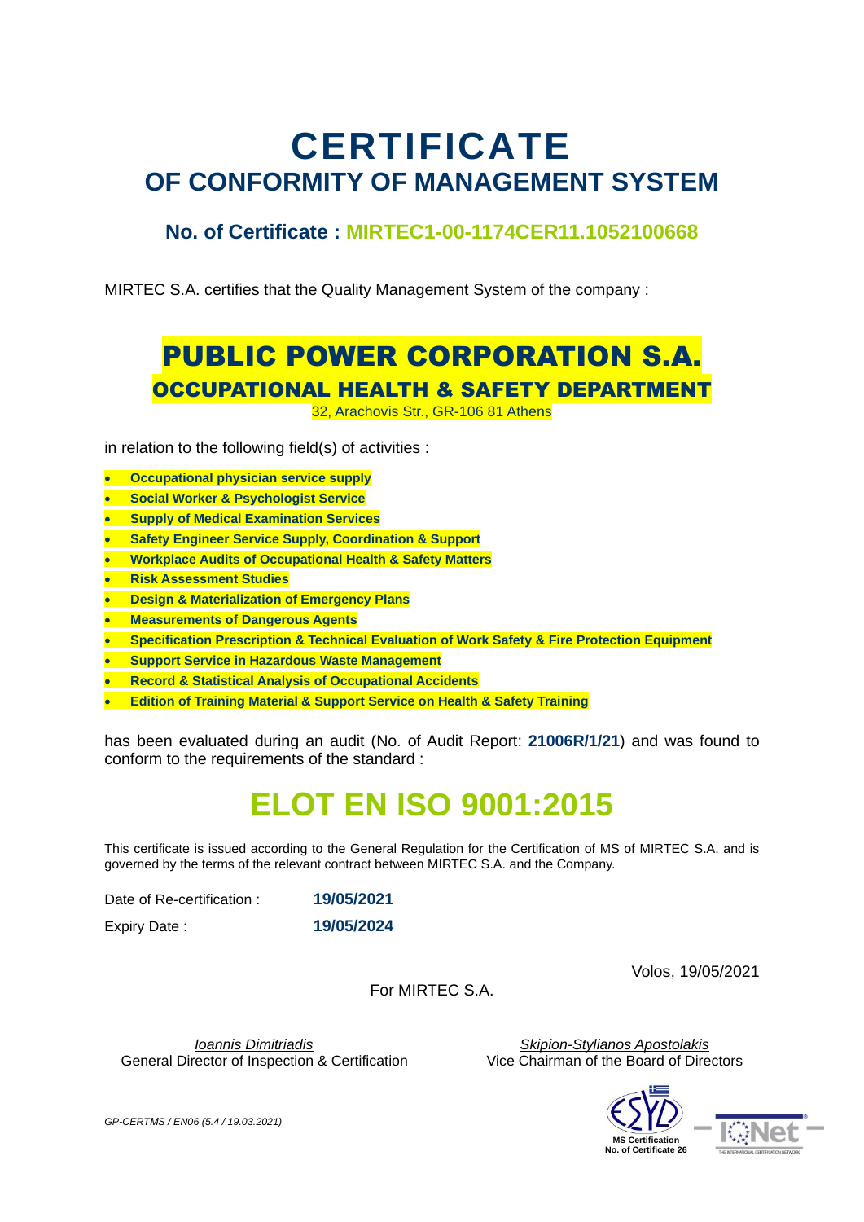# CERTIFICATE
## OF CONFORMITY OF MANAGEMENT SYSTEM

### No. of Certificate : MIRTEC1-00-1174CER11.1052100668

MIRTEC S.A. certifies that the Quality Management System of the company :

## PUBLIC POWER CORPORATION S.A.
### OCCUPATIONAL HEALTH & SAFETY DEPARTMENT

32, Arachovis Str., GR-106 81 Athens

in relation to the following field(s) of activities :

- **Occupational physician service supply**
- **Social Worker & Psychologist Service**
- **Supply of Medical Examination Services**
- **Safety Engineer Service Supply, Coordination & Support**
- **Workplace Audits of Occupational Health & Safety Matters**
- **Risk Assessment Studies**
- **Design & Materialization of Emergency Plans**
- **Measurements of Dangerous Agents**
- **Specification Prescription & Technical Evaluation of Work Safety & Fire Protection Equipment**
- **Support Service in Hazardous Waste Management**
- **Record & Statistical Analysis of Occupational Accidents**
- **Edition of Training Material & Support Service on Health & Safety Training**

has been evaluated during an audit (No. of Audit Report: **21006R/1/21**) and was found to conform to the requirements of the standard :

## ELOT EN ISO 9001:2015

This certificate is issued according to the General Regulation for the Certification of MS of MIRTEC S.A. and is governed by the terms of the relevant contract between MIRTEC S.A. and the Company.

Date of Re-certification : **19/05/2021**

Expiry Date : **19/05/2024**

Volos, 19/05/2021

For MIRTEC S.A.

*Ioannis Dimitriadis*
General Director of Inspection & Certification

*Skipion-Stylianos Apostolakis*
Vice Chairman of the Board of Directors

MS Certification
No. of Certificate 26

*GP-CERTMS / EN06 (5.4 / 19.03.2021)*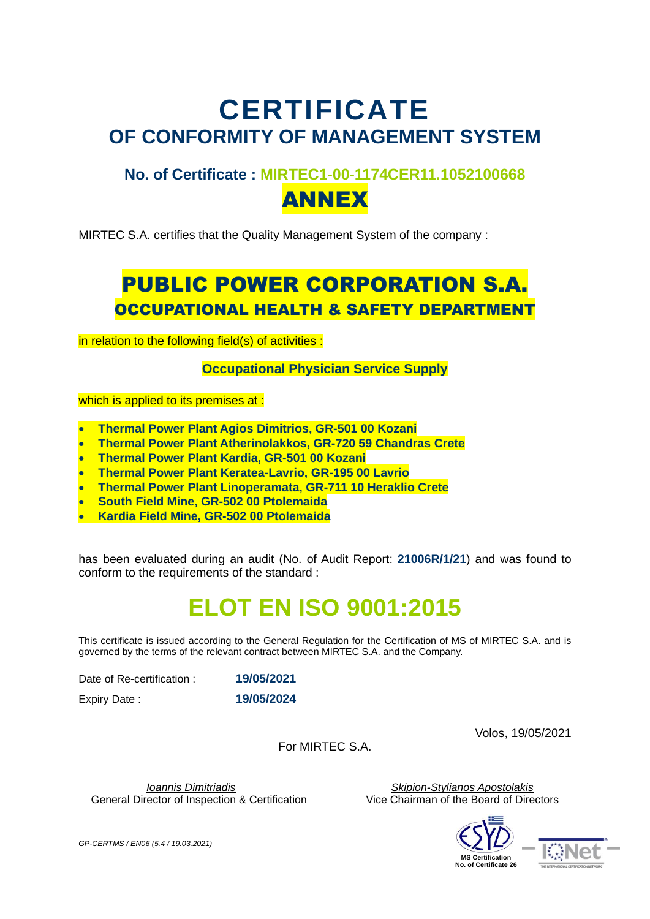# CERTIFICATE
## OF CONFORMITY OF MANAGEMENT SYSTEM

### No. of Certificate : MIRTEC1-00-1174CER11.1052100668

## ANNEX

MIRTEC S.A. certifies that the Quality Management System of the company :

## PUBLIC POWER CORPORATION S.A.
### OCCUPATIONAL HEALTH & SAFETY DEPARTMENT

in relation to the following field(s) of activities :

**Occupational Physician Service Supply**

which is applied to its premises at :

- **Thermal Power Plant Agios Dimitrios, GR-501 00 Kozani**
- **Thermal Power Plant Atherinolakkos, GR-720 59 Chandras Crete**
- **Thermal Power Plant Kardia, GR-501 00 Kozani**
- **Thermal Power Plant Keratea-Lavrio, GR-195 00 Lavrio**
- **Thermal Power Plant Linoperamata, GR-711 10 Heraklio Crete**
- **South Field Mine, GR-502 00 Ptolemaida**
- **Kardia Field Mine, GR-502 00 Ptolemaida**

has been evaluated during an audit (No. of Audit Report: **21006R/1/21**) and was found to conform to the requirements of the standard :

# ELOT EN ISO 9001:2015

This certificate is issued according to the General Regulation for the Certification of MS of MIRTEC S.A. and is governed by the terms of the relevant contract between MIRTEC S.A. and the Company.

Date of Re-certification : **19/05/2021**

Expiry Date : **19/05/2024**

Volos, 19/05/2021

For MIRTEC S.A.

*Ioannis Dimitriadis*
General Director of Inspection & Certification

*Skipion-Stylianos Apostolakis*
Vice Chairman of the Board of Directors

MS Certification
No. of Certificate 26

*GP-CERTMS / EN06 (5.4 / 19.03.2021)*